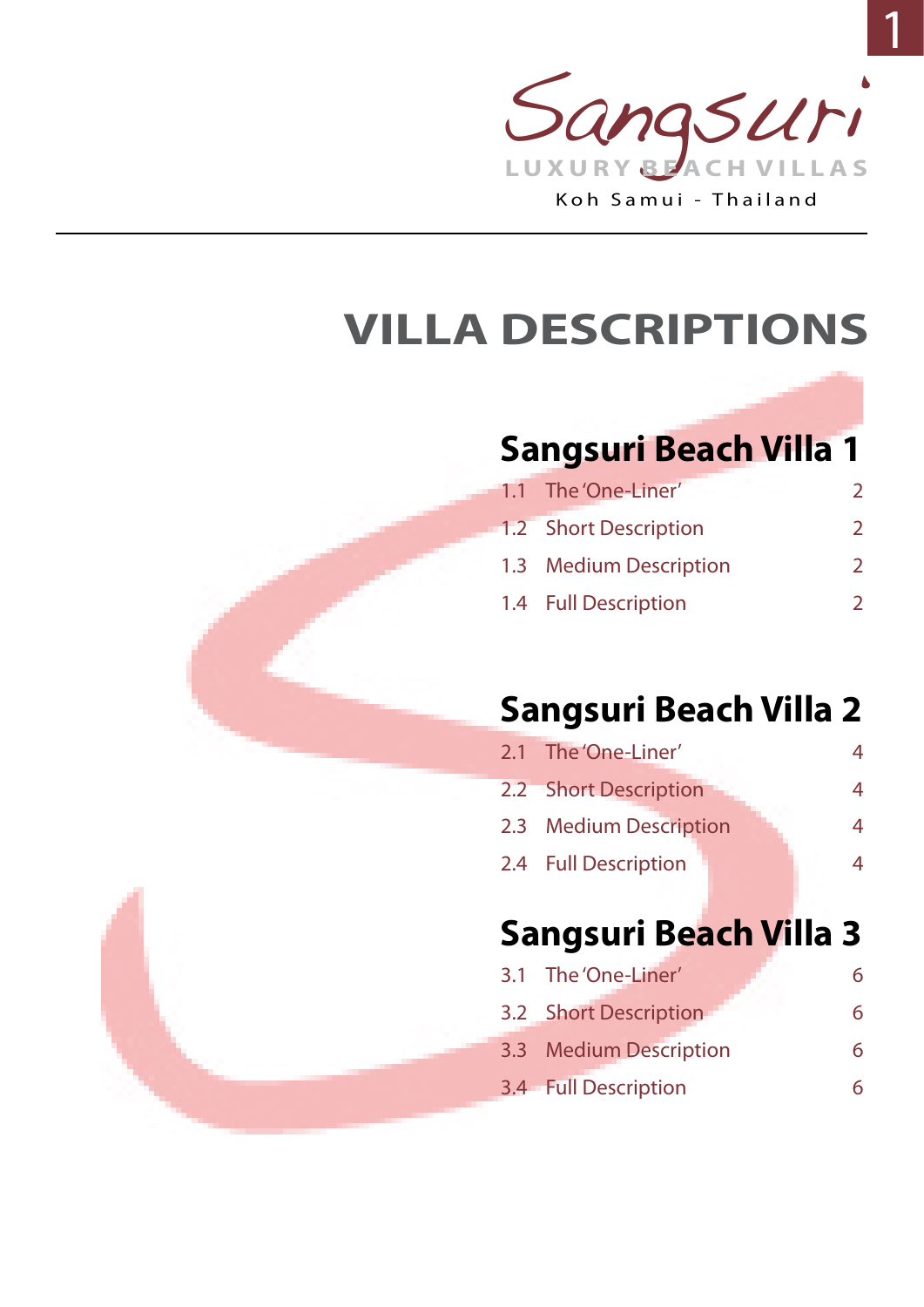Sangsuri

LUXURY BEACH VILLAS

Koh Samui - Thailand

# VILLA DESCRIPTIONS

## Sangsuri Beach Villa 1

| | | |
|---|---|---|
| 1.1 | The 'One-Liner' | 2 |
| 1.2 | Short Description | 2 |
| 1.3 | Medium Description | 2 |
| 1.4 | Full Description | 2 |

## Sangsuri Beach Villa 2

| | | |
|---|---|---|
| 2.1 | The 'One-Liner' | 4 |
| 2.2 | Short Description | 4 |
| 2.3 | Medium Description | 4 |
| 2.4 | Full Description | 4 |

## Sangsuri Beach Villa 3

| | | |
|---|---|---|
| 3.1 | The 'One-Liner' | 6 |
| 3.2 | Short Description | 6 |
| 3.3 | Medium Description | 6 |
| 3.4 | Full Description | 6 |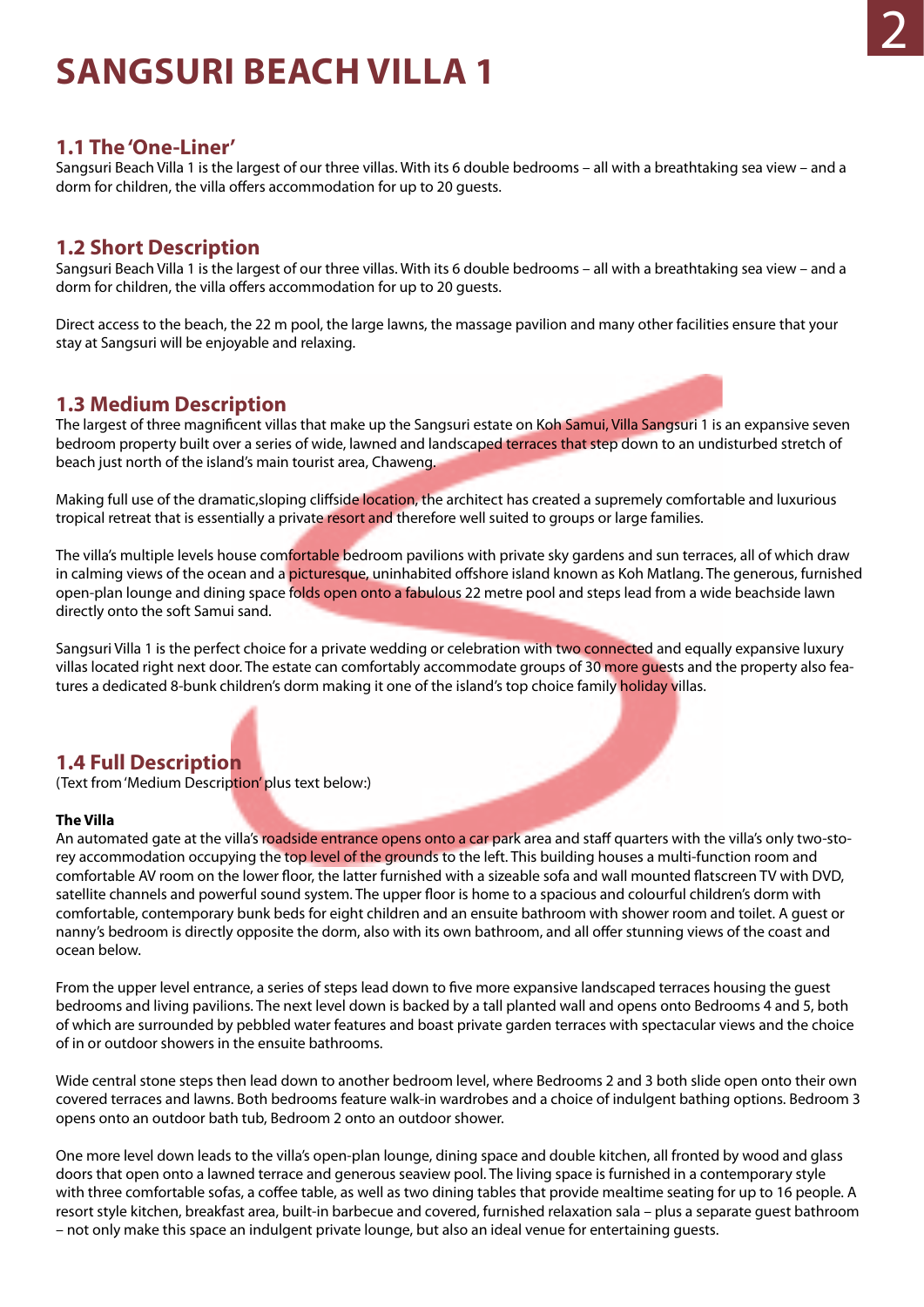# SANGSURI BEACH VILLA 1

## 1.1 The 'One-Liner'

Sangsuri Beach Villa 1 is the largest of our three villas. With its 6 double bedrooms – all with a breathtaking sea view – and a dorm for children, the villa offers accommodation for up to 20 guests.

## 1.2 Short Description

Sangsuri Beach Villa 1 is the largest of our three villas. With its 6 double bedrooms – all with a breathtaking sea view – and a dorm for children, the villa offers accommodation for up to 20 guests.

Direct access to the beach, the 22 m pool, the large lawns, the massage pavilion and many other facilities ensure that your stay at Sangsuri will be enjoyable and relaxing.

## 1.3 Medium Description

The largest of three magnificent villas that make up the Sangsuri estate on Koh Samui, Villa Sangsuri 1 is an expansive seven bedroom property built over a series of wide, lawned and landscaped terraces that step down to an undisturbed stretch of beach just north of the island's main tourist area, Chaweng.

Making full use of the dramatic,sloping cliffside location, the architect has created a supremely comfortable and luxurious tropical retreat that is essentially a private resort and therefore well suited to groups or large families.

The villa's multiple levels house comfortable bedroom pavilions with private sky gardens and sun terraces, all of which draw in calming views of the ocean and a picturesque, uninhabited offshore island known as Koh Matlang. The generous, furnished open-plan lounge and dining space folds open onto a fabulous 22 metre pool and steps lead from a wide beachside lawn directly onto the soft Samui sand.

Sangsuri Villa 1 is the perfect choice for a private wedding or celebration with two connected and equally expansive luxury villas located right next door. The estate can comfortably accommodate groups of 30 more guests and the property also features a dedicated 8-bunk children's dorm making it one of the island's top choice family holiday villas.

## 1.4 Full Description

(Text from 'Medium Description' plus text below:)

**The Villa**

An automated gate at the villa's roadside entrance opens onto a car park area and staff quarters with the villa's only two-storey accommodation occupying the top level of the grounds to the left. This building houses a multi-function room and comfortable AV room on the lower floor, the latter furnished with a sizeable sofa and wall mounted flatscreen TV with DVD, satellite channels and powerful sound system. The upper floor is home to a spacious and colourful children's dorm with comfortable, contemporary bunk beds for eight children and an ensuite bathroom with shower room and toilet. A guest or nanny's bedroom is directly opposite the dorm, also with its own bathroom, and all offer stunning views of the coast and ocean below.

From the upper level entrance, a series of steps lead down to five more expansive landscaped terraces housing the guest bedrooms and living pavilions. The next level down is backed by a tall planted wall and opens onto Bedrooms 4 and 5, both of which are surrounded by pebbled water features and boast private garden terraces with spectacular views and the choice of in or outdoor showers in the ensuite bathrooms.

Wide central stone steps then lead down to another bedroom level, where Bedrooms 2 and 3 both slide open onto their own covered terraces and lawns. Both bedrooms feature walk-in wardrobes and a choice of indulgent bathing options. Bedroom 3 opens onto an outdoor bath tub, Bedroom 2 onto an outdoor shower.

One more level down leads to the villa's open-plan lounge, dining space and double kitchen, all fronted by wood and glass doors that open onto a lawned terrace and generous seaview pool. The living space is furnished in a contemporary style with three comfortable sofas, a coffee table, as well as two dining tables that provide mealtime seating for up to 16 people. A resort style kitchen, breakfast area, built-in barbecue and covered, furnished relaxation sala – plus a separate guest bathroom – not only make this space an indulgent private lounge, but also an ideal venue for entertaining guests.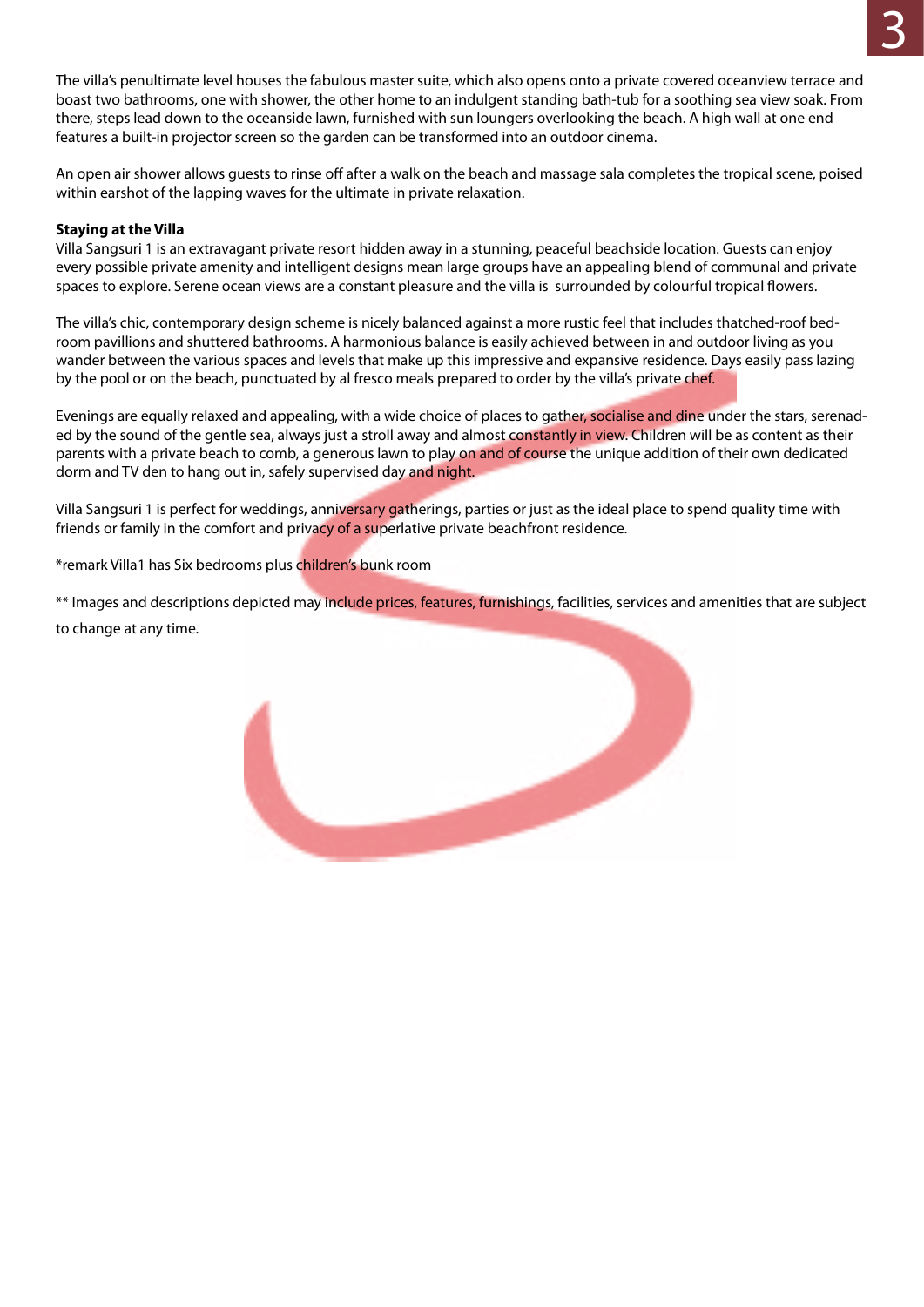The villa's penultimate level houses the fabulous master suite, which also opens onto a private covered oceanview terrace and boast two bathrooms, one with shower, the other home to an indulgent standing bath-tub for a soothing sea view soak. From there, steps lead down to the oceanside lawn, furnished with sun loungers overlooking the beach. A high wall at one end features a built-in projector screen so the garden can be transformed into an outdoor cinema.

An open air shower allows guests to rinse off after a walk on the beach and massage sala completes the tropical scene, poised within earshot of the lapping waves for the ultimate in private relaxation.

**Staying at the Villa**

Villa Sangsuri 1 is an extravagant private resort hidden away in a stunning, peaceful beachside location. Guests can enjoy every possible private amenity and intelligent designs mean large groups have an appealing blend of communal and private spaces to explore. Serene ocean views are a constant pleasure and the villa is surrounded by colourful tropical flowers.

The villa's chic, contemporary design scheme is nicely balanced against a more rustic feel that includes thatched-roof bedroom pavillions and shuttered bathrooms. A harmonious balance is easily achieved between in and outdoor living as you wander between the various spaces and levels that make up this impressive and expansive residence. Days easily pass lazing by the pool or on the beach, punctuated by al fresco meals prepared to order by the villa's private chef.

Evenings are equally relaxed and appealing, with a wide choice of places to gather, socialise and dine under the stars, serenaded by the sound of the gentle sea, always just a stroll away and almost constantly in view. Children will be as content as their parents with a private beach to comb, a generous lawn to play on and of course the unique addition of their own dedicated dorm and TV den to hang out in, safely supervised day and night.

Villa Sangsuri 1 is perfect for weddings, anniversary gatherings, parties or just as the ideal place to spend quality time with friends or family in the comfort and privacy of a superlative private beachfront residence.

*remark Villa1 has Six bedrooms plus children's bunk room

** Images and descriptions depicted may include prices, features, furnishings, facilities, services and amenities that are subject to change at any time.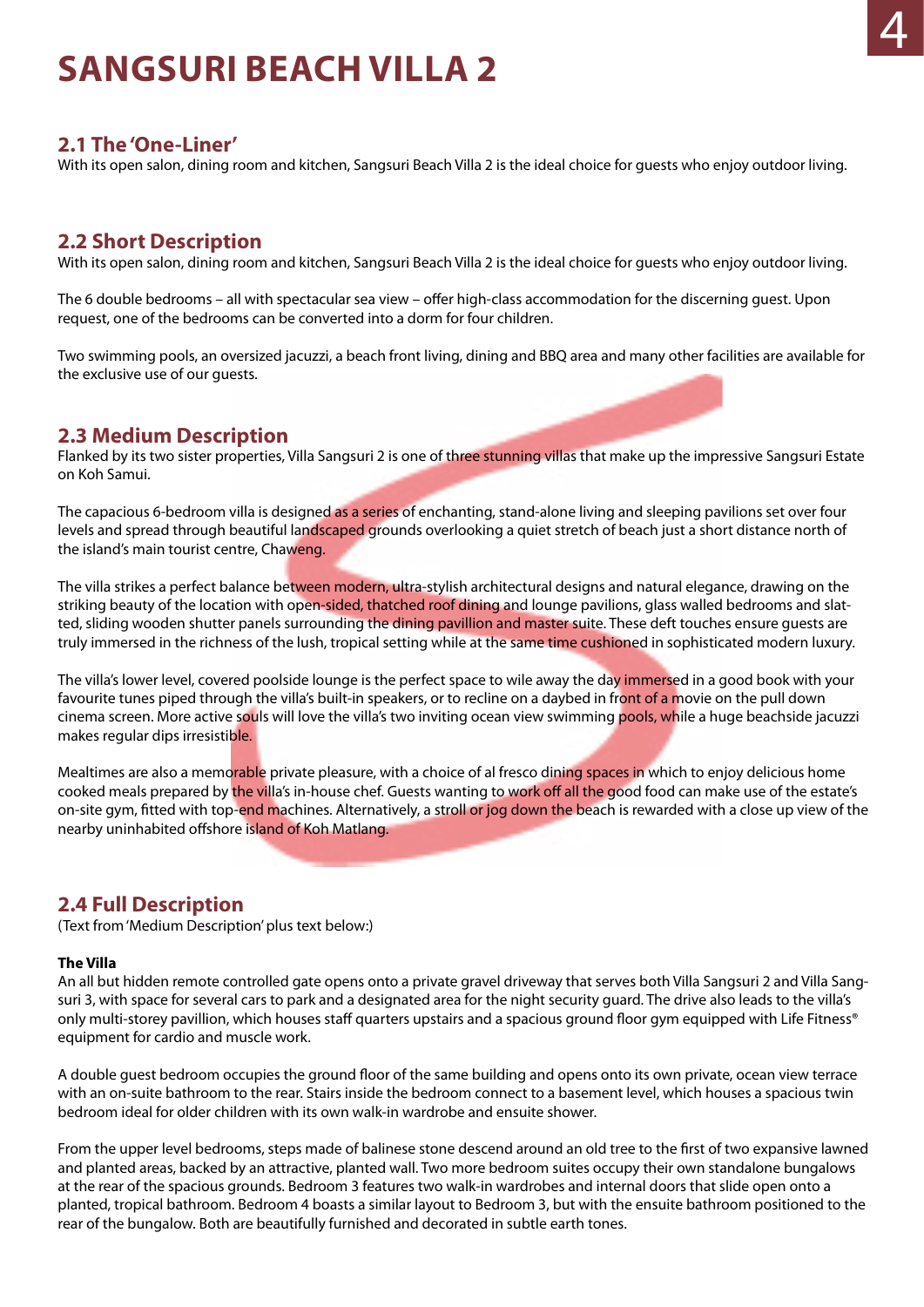# SANGSURI BEACH VILLA 2

## 2.1 The 'One-Liner'

With its open salon, dining room and kitchen, Sangsuri Beach Villa 2 is the ideal choice for guests who enjoy outdoor living.

## 2.2 Short Description

With its open salon, dining room and kitchen, Sangsuri Beach Villa 2 is the ideal choice for guests who enjoy outdoor living.

The 6 double bedrooms – all with spectacular sea view – offer high-class accommodation for the discerning guest. Upon request, one of the bedrooms can be converted into a dorm for four children.

Two swimming pools, an oversized jacuzzi, a beach front living, dining and BBQ area and many other facilities are available for the exclusive use of our guests.

## 2.3 Medium Description

Flanked by its two sister properties, Villa Sangsuri 2 is one of three stunning villas that make up the impressive Sangsuri Estate on Koh Samui.

The capacious 6-bedroom villa is designed as a series of enchanting, stand-alone living and sleeping pavilions set over four levels and spread through beautiful landscaped grounds overlooking a quiet stretch of beach just a short distance north of the island's main tourist centre, Chaweng.

The villa strikes a perfect balance between modern, ultra-stylish architectural designs and natural elegance, drawing on the striking beauty of the location with open-sided, thatched roof dining and lounge pavilions, glass walled bedrooms and slatted, sliding wooden shutter panels surrounding the dining pavillion and master suite. These deft touches ensure guests are truly immersed in the richness of the lush, tropical setting while at the same time cushioned in sophisticated modern luxury.

The villa's lower level, covered poolside lounge is the perfect space to wile away the day immersed in a good book with your favourite tunes piped through the villa's built-in speakers, or to recline on a daybed in front of a movie on the pull down cinema screen. More active souls will love the villa's two inviting ocean view swimming pools, while a huge beachside jacuzzi makes regular dips irresistible.

Mealtimes are also a memorable private pleasure, with a choice of al fresco dining spaces in which to enjoy delicious home cooked meals prepared by the villa's in-house chef. Guests wanting to work off all the good food can make use of the estate's on-site gym, fitted with top-end machines. Alternatively, a stroll or jog down the beach is rewarded with a close up view of the nearby uninhabited offshore island of Koh Matlang.

## 2.4 Full Description

(Text from 'Medium Description' plus text below:)

**The Villa**

An all but hidden remote controlled gate opens onto a private gravel driveway that serves both Villa Sangsuri 2 and Villa Sangsuri 3, with space for several cars to park and a designated area for the night security guard. The drive also leads to the villa's only multi-storey pavillion, which houses staff quarters upstairs and a spacious ground floor gym equipped with Life Fitness® equipment for cardio and muscle work.

A double guest bedroom occupies the ground floor of the same building and opens onto its own private, ocean view terrace with an on-suite bathroom to the rear. Stairs inside the bedroom connect to a basement level, which houses a spacious twin bedroom ideal for older children with its own walk-in wardrobe and ensuite shower.

From the upper level bedrooms, steps made of balinese stone descend around an old tree to the first of two expansive lawned and planted areas, backed by an attractive, planted wall. Two more bedroom suites occupy their own standalone bungalows at the rear of the spacious grounds. Bedroom 3 features two walk-in wardrobes and internal doors that slide open onto a planted, tropical bathroom. Bedroom 4 boasts a similar layout to Bedroom 3, but with the ensuite bathroom positioned to the rear of the bungalow. Both are beautifully furnished and decorated in subtle earth tones.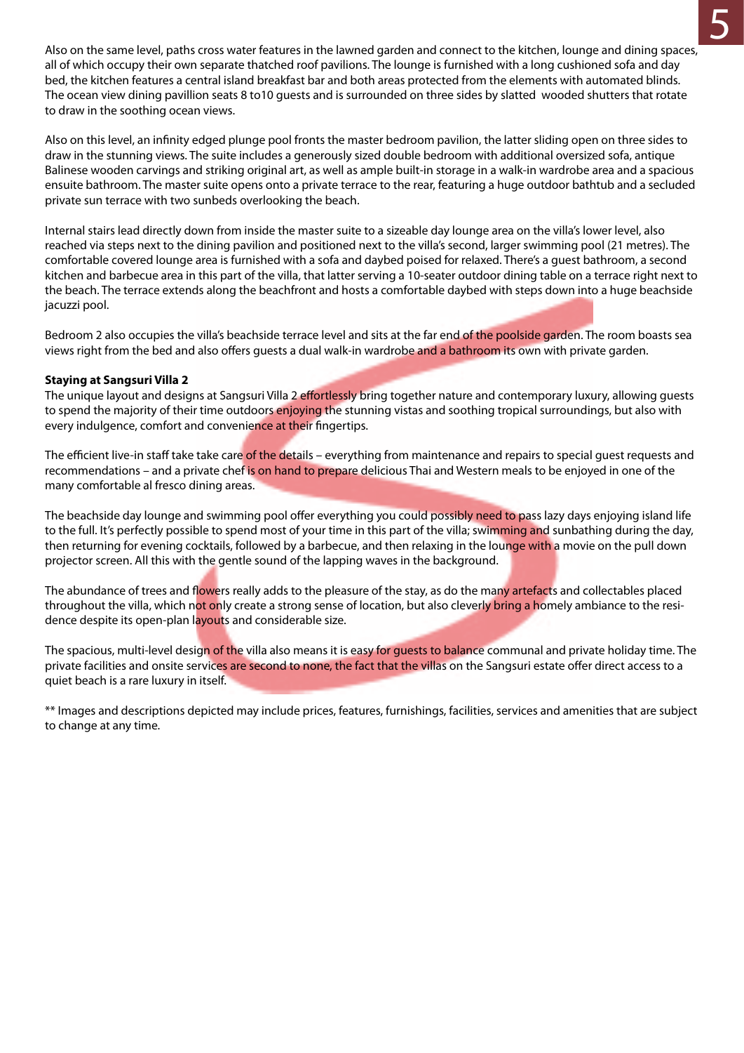Also on the same level, paths cross water features in the lawned garden and connect to the kitchen, lounge and dining spaces, all of which occupy their own separate thatched roof pavilions. The lounge is furnished with a long cushioned sofa and day bed, the kitchen features a central island breakfast bar and both areas protected from the elements with automated blinds. The ocean view dining pavillion seats 8 to10 guests and is surrounded on three sides by slatted wooded shutters that rotate to draw in the soothing ocean views.

Also on this level, an infinity edged plunge pool fronts the master bedroom pavilion, the latter sliding open on three sides to draw in the stunning views. The suite includes a generously sized double bedroom with additional oversized sofa, antique Balinese wooden carvings and striking original art, as well as ample built-in storage in a walk-in wardrobe area and a spacious ensuite bathroom. The master suite opens onto a private terrace to the rear, featuring a huge outdoor bathtub and a secluded private sun terrace with two sunbeds overlooking the beach.

Internal stairs lead directly down from inside the master suite to a sizeable day lounge area on the villa's lower level, also reached via steps next to the dining pavilion and positioned next to the villa's second, larger swimming pool (21 metres). The comfortable covered lounge area is furnished with a sofa and daybed poised for relaxed. There's a guest bathroom, a second kitchen and barbecue area in this part of the villa, that latter serving a 10-seater outdoor dining table on a terrace right next to the beach. The terrace extends along the beachfront and hosts a comfortable daybed with steps down into a huge beachside jacuzzi pool.

Bedroom 2 also occupies the villa's beachside terrace level and sits at the far end of the poolside garden. The room boasts sea views right from the bed and also offers guests a dual walk-in wardrobe and a bathroom its own with private garden.

**Staying at Sangsuri Villa 2**

The unique layout and designs at Sangsuri Villa 2 effortlessly bring together nature and contemporary luxury, allowing guests to spend the majority of their time outdoors enjoying the stunning vistas and soothing tropical surroundings, but also with every indulgence, comfort and convenience at their fingertips.

The efficient live-in staff take take care of the details – everything from maintenance and repairs to special guest requests and recommendations – and a private chef is on hand to prepare delicious Thai and Western meals to be enjoyed in one of the many comfortable al fresco dining areas.

The beachside day lounge and swimming pool offer everything you could possibly need to pass lazy days enjoying island life to the full. It's perfectly possible to spend most of your time in this part of the villa; swimming and sunbathing during the day, then returning for evening cocktails, followed by a barbecue, and then relaxing in the lounge with a movie on the pull down projector screen. All this with the gentle sound of the lapping waves in the background.

The abundance of trees and flowers really adds to the pleasure of the stay, as do the many artefacts and collectables placed throughout the villa, which not only create a strong sense of location, but also cleverly bring a homely ambiance to the residence despite its open-plan layouts and considerable size.

The spacious, multi-level design of the villa also means it is easy for guests to balance communal and private holiday time. The private facilities and onsite services are second to none, the fact that the villas on the Sangsuri estate offer direct access to a quiet beach is a rare luxury in itself.

** Images and descriptions depicted may include prices, features, furnishings, facilities, services and amenities that are subject to change at any time.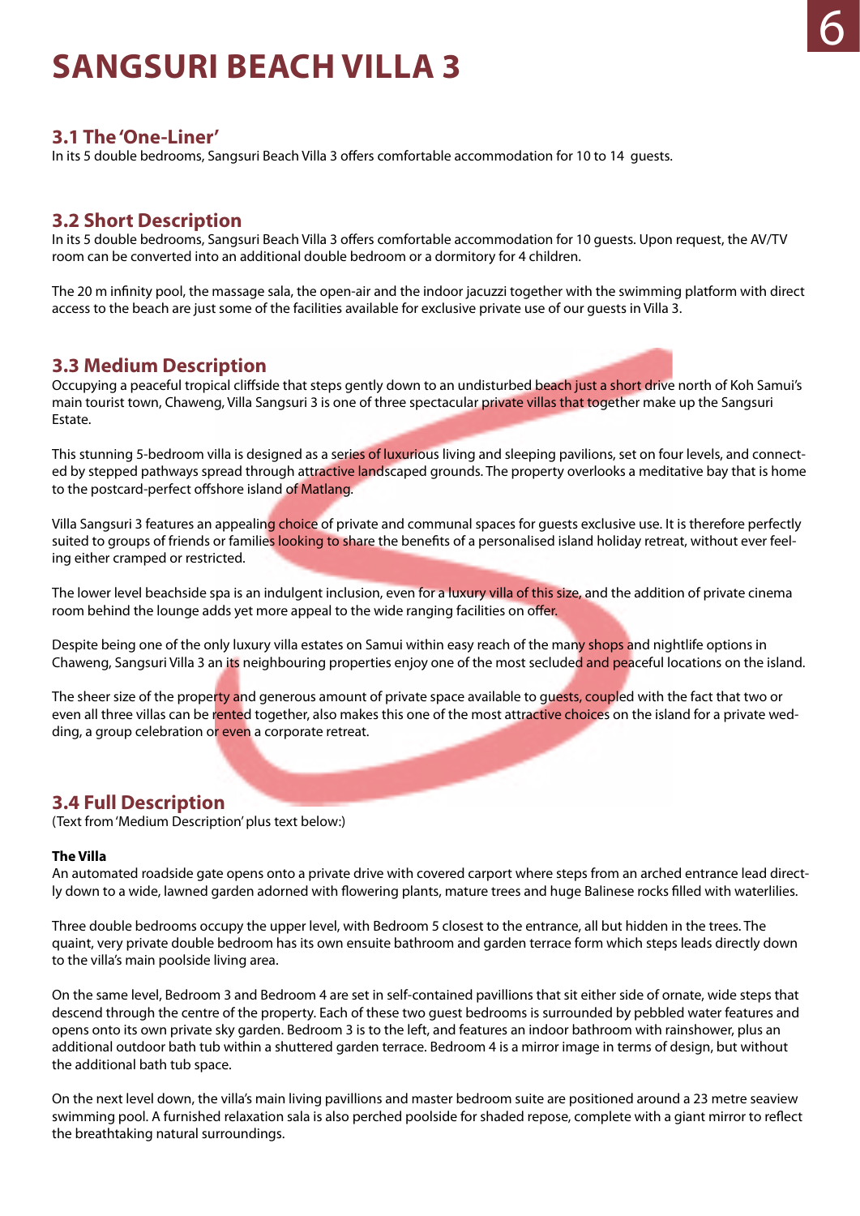# SANGSURI BEACH VILLA 3

## 3.1 The 'One-Liner'

In its 5 double bedrooms, Sangsuri Beach Villa 3 offers comfortable accommodation for 10 to 14 guests.

## 3.2 Short Description

In its 5 double bedrooms, Sangsuri Beach Villa 3 offers comfortable accommodation for 10 guests. Upon request, the AV/TV room can be converted into an additional double bedroom or a dormitory for 4 children.

The 20 m infinity pool, the massage sala, the open-air and the indoor jacuzzi together with the swimming platform with direct access to the beach are just some of the facilities available for exclusive private use of our guests in Villa 3.

## 3.3 Medium Description

Occupying a peaceful tropical cliffside that steps gently down to an undisturbed beach just a short drive north of Koh Samui's main tourist town, Chaweng, Villa Sangsuri 3 is one of three spectacular private villas that together make up the Sangsuri Estate.

This stunning 5-bedroom villa is designed as a series of luxurious living and sleeping pavilions, set on four levels, and connected by stepped pathways spread through attractive landscaped grounds. The property overlooks a meditative bay that is home to the postcard-perfect offshore island of Matlang.

Villa Sangsuri 3 features an appealing choice of private and communal spaces for guests exclusive use. It is therefore perfectly suited to groups of friends or families looking to share the benefits of a personalised island holiday retreat, without ever feeling either cramped or restricted.

The lower level beachside spa is an indulgent inclusion, even for a luxury villa of this size, and the addition of private cinema room behind the lounge adds yet more appeal to the wide ranging facilities on offer.

Despite being one of the only luxury villa estates on Samui within easy reach of the many shops and nightlife options in Chaweng, Sangsuri Villa 3 an its neighbouring properties enjoy one of the most secluded and peaceful locations on the island.

The sheer size of the property and generous amount of private space available to guests, coupled with the fact that two or even all three villas can be rented together, also makes this one of the most attractive choices on the island for a private wedding, a group celebration or even a corporate retreat.

## 3.4 Full Description

(Text from 'Medium Description' plus text below:)

**The Villa**

An automated roadside gate opens onto a private drive with covered carport where steps from an arched entrance lead directly down to a wide, lawned garden adorned with flowering plants, mature trees and huge Balinese rocks filled with waterlilies.

Three double bedrooms occupy the upper level, with Bedroom 5 closest to the entrance, all but hidden in the trees. The quaint, very private double bedroom has its own ensuite bathroom and garden terrace form which steps leads directly down to the villa's main poolside living area.

On the same level, Bedroom 3 and Bedroom 4 are set in self-contained pavillions that sit either side of ornate, wide steps that descend through the centre of the property. Each of these two guest bedrooms is surrounded by pebbled water features and opens onto its own private sky garden. Bedroom 3 is to the left, and features an indoor bathroom with rainshower, plus an additional outdoor bath tub within a shuttered garden terrace. Bedroom 4 is a mirror image in terms of design, but without the additional bath tub space.

On the next level down, the villa's main living pavillions and master bedroom suite are positioned around a 23 metre seaview swimming pool. A furnished relaxation sala is also perched poolside for shaded repose, complete with a giant mirror to reflect the breathtaking natural surroundings.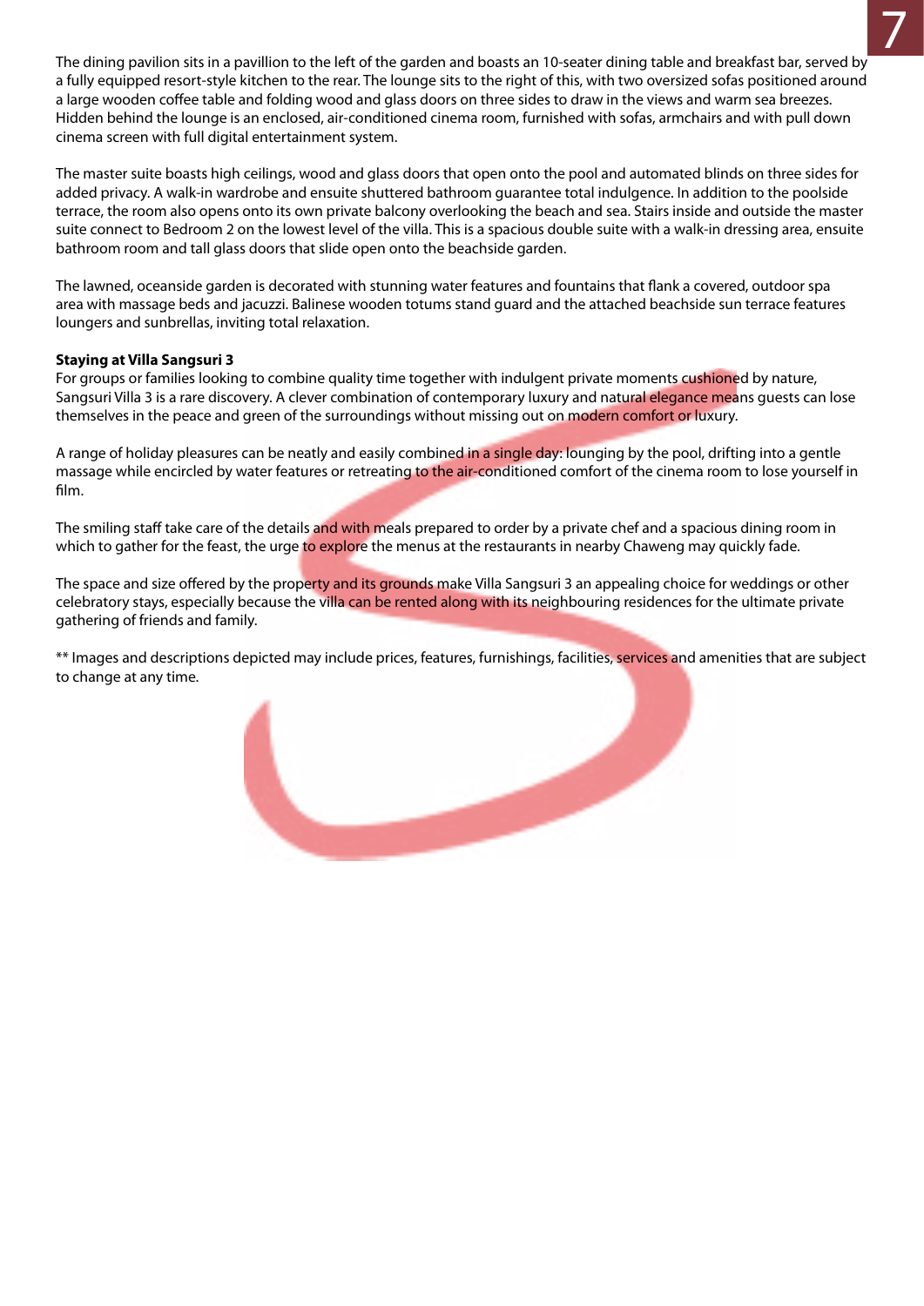The dining pavilion sits in a pavillion to the left of the garden and boasts an 10-seater dining table and breakfast bar, served by a fully equipped resort-style kitchen to the rear. The lounge sits to the right of this, with two oversized sofas positioned around a large wooden coffee table and folding wood and glass doors on three sides to draw in the views and warm sea breezes. Hidden behind the lounge is an enclosed, air-conditioned cinema room, furnished with sofas, armchairs and with pull down cinema screen with full digital entertainment system.

The master suite boasts high ceilings, wood and glass doors that open onto the pool and automated blinds on three sides for added privacy. A walk-in wardrobe and ensuite shuttered bathroom guarantee total indulgence. In addition to the poolside terrace, the room also opens onto its own private balcony overlooking the beach and sea. Stairs inside and outside the master suite connect to Bedroom 2 on the lowest level of the villa. This is a spacious double suite with a walk-in dressing area, ensuite bathroom room and tall glass doors that slide open onto the beachside garden.

The lawned, oceanside garden is decorated with stunning water features and fountains that flank a covered, outdoor spa area with massage beds and jacuzzi. Balinese wooden totums stand guard and the attached beachside sun terrace features loungers and sunbrellas, inviting total relaxation.

**Staying at Villa Sangsuri 3**

For groups or families looking to combine quality time together with indulgent private moments cushioned by nature, Sangsuri Villa 3 is a rare discovery. A clever combination of contemporary luxury and natural elegance means guests can lose themselves in the peace and green of the surroundings without missing out on modern comfort or luxury.

A range of holiday pleasures can be neatly and easily combined in a single day: lounging by the pool, drifting into a gentle massage while encircled by water features or retreating to the air-conditioned comfort of the cinema room to lose yourself in film.

The smiling staff take care of the details and with meals prepared to order by a private chef and a spacious dining room in which to gather for the feast, the urge to explore the menus at the restaurants in nearby Chaweng may quickly fade.

The space and size offered by the property and its grounds make Villa Sangsuri 3 an appealing choice for weddings or other celebratory stays, especially because the villa can be rented along with its neighbouring residences for the ultimate private gathering of friends and family.

** Images and descriptions depicted may include prices, features, furnishings, facilities, services and amenities that are subject to change at any time.